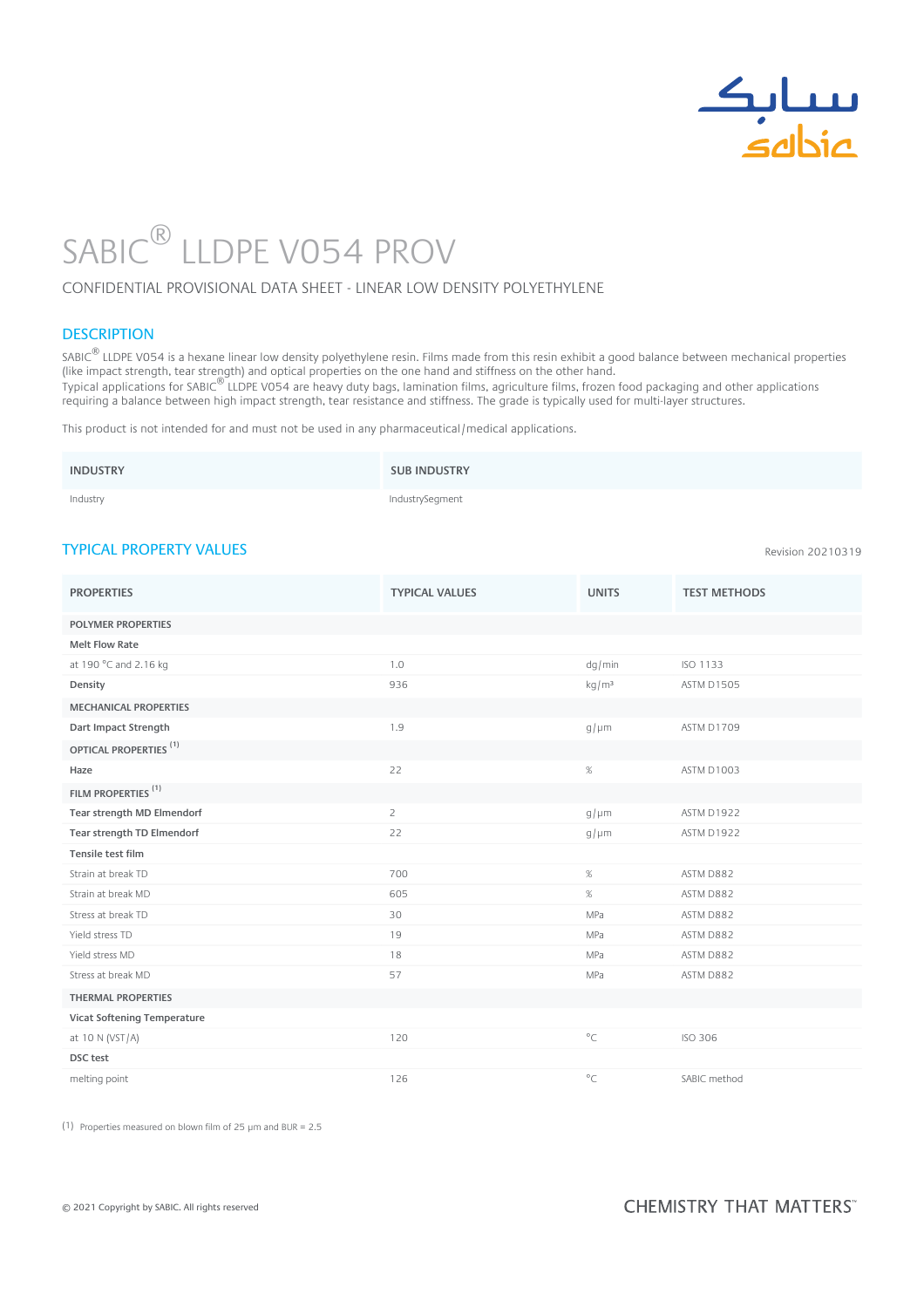# SABIC® LLDPE V054 PROV

CONFIDENTIAL PROVISIONAL DATA SHEET - LINEAR LOW DENSITY POLYETHYLENE

## DESCRIPTION

SABIC® LLDPE V054 is a hexane linear low density polyethylene resin. Films made from this resin exhibit a good balance between mechanical properties (like impact strength, tear strength) and optical properties on the one hand and stiffness on the other hand.
Typical applications for SABIC® LLDPE V054 are heavy duty bags, lamination films, agriculture films, frozen food packaging and other applications requiring a balance between high impact strength, tear resistance and stiffness. The grade is typically used for multi-layer structures.

This product is not intended for and must not be used in any pharmaceutical/medical applications.

| INDUSTRY | SUB INDUSTRY |
|---|---|
| Industry | IndustrySegment |

## TYPICAL PROPERTY VALUES

Revision 20210319

| PROPERTIES | TYPICAL VALUES | UNITS | TEST METHODS |
|---|---|---|---|
| **POLYMER PROPERTIES** | | | |
| **Melt Flow Rate** | | | |
| at 190 °C and 2.16 kg | 1.0 | dg/min | ISO 1133 |
| **Density** | 936 | kg/m³ | ASTM D1505 |
| **MECHANICAL PROPERTIES** | | | |
| **Dart Impact Strength** | 1.9 | g/µm | ASTM D1709 |
| **OPTICAL PROPERTIES** (1) | | | |
| **Haze** | 22 | % | ASTM D1003 |
| **FILM PROPERTIES** (1) | | | |
| **Tear strength MD Elmendorf** | 2 | g/µm | ASTM D1922 |
| **Tear strength TD Elmendorf** | 22 | g/µm | ASTM D1922 |
| **Tensile test film** | | | |
| Strain at break TD | 700 | % | ASTM D882 |
| Strain at break MD | 605 | % | ASTM D882 |
| Stress at break TD | 30 | MPa | ASTM D882 |
| Yield stress TD | 19 | MPa | ASTM D882 |
| Yield stress MD | 18 | MPa | ASTM D882 |
| Stress at break MD | 57 | MPa | ASTM D882 |
| **THERMAL PROPERTIES** | | | |
| **Vicat Softening Temperature** | | | |
| at 10 N (VST/A) | 120 | °C | ISO 306 |
| **DSC test** | | | |
| melting point | 126 | °C | SABIC method |

(1) Properties measured on blown film of 25 µm and BUR = 2.5

© 2021 Copyright by SABIC. All rights reserved

CHEMISTRY THAT MATTERS™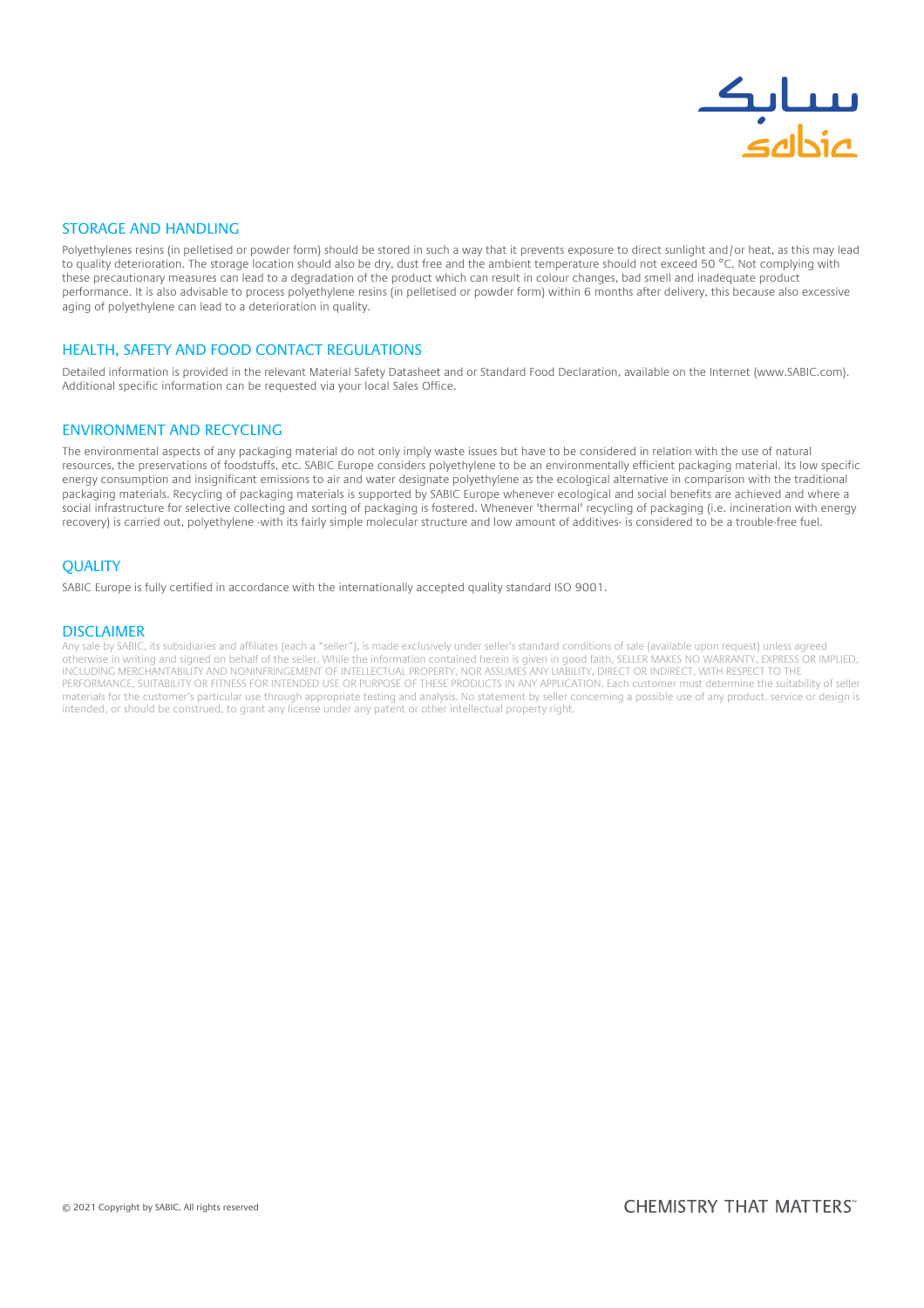## STORAGE AND HANDLING

Polyethylenes resins (in pelletised or powder form) should be stored in such a way that it prevents exposure to direct sunlight and/or heat, as this may lead to quality deterioration. The storage location should also be dry, dust free and the ambient temperature should not exceed 50 °C. Not complying with these precautionary measures can lead to a degradation of the product which can result in colour changes, bad smell and inadequate product performance. It is also advisable to process polyethylene resins (in pelletised or powder form) within 6 months after delivery, this because also excessive aging of polyethylene can lead to a deterioration in quality.

## HEALTH, SAFETY AND FOOD CONTACT REGULATIONS

Detailed information is provided in the relevant Material Safety Datasheet and or Standard Food Declaration, available on the Internet (www.SABIC.com). Additional specific information can be requested via your local Sales Office.

## ENVIRONMENT AND RECYCLING

The environmental aspects of any packaging material do not only imply waste issues but have to be considered in relation with the use of natural resources, the preservations of foodstuffs, etc. SABIC Europe considers polyethylene to be an environmentally efficient packaging material. Its low specific energy consumption and insignificant emissions to air and water designate polyethylene as the ecological alternative in comparison with the traditional packaging materials. Recycling of packaging materials is supported by SABIC Europe whenever ecological and social benefits are achieved and where a social infrastructure for selective collecting and sorting of packaging is fostered. Whenever 'thermal' recycling of packaging (i.e. incineration with energy recovery) is carried out, polyethylene -with its fairly simple molecular structure and low amount of additives- is considered to be a trouble-free fuel.

## QUALITY

SABIC Europe is fully certified in accordance with the internationally accepted quality standard ISO 9001.

## DISCLAIMER

Any sale by SABIC, its subsidiaries and affiliates (each a "seller"), is made exclusively under seller's standard conditions of sale (available upon request) unless agreed otherwise in writing and signed on behalf of the seller. While the information contained herein is given in good faith, SELLER MAKES NO WARRANTY, EXPRESS OR IMPLIED, INCLUDING MERCHANTABILITY AND NONINFRINGEMENT OF INTELLECTUAL PROPERTY, NOR ASSUMES ANY LIABILITY, DIRECT OR INDIRECT, WITH RESPECT TO THE PERFORMANCE, SUITABILITY OR FITNESS FOR INTENDED USE OR PURPOSE OF THESE PRODUCTS IN ANY APPLICATION. Each customer must determine the suitability of seller materials for the customer's particular use through appropriate testing and analysis. No statement by seller concerning a possible use of any product, service or design is intended, or should be construed, to grant any license under any patent or other intellectual property right.

© 2021 Copyright by SABIC. All rights reserved

CHEMISTRY THAT MATTERS™